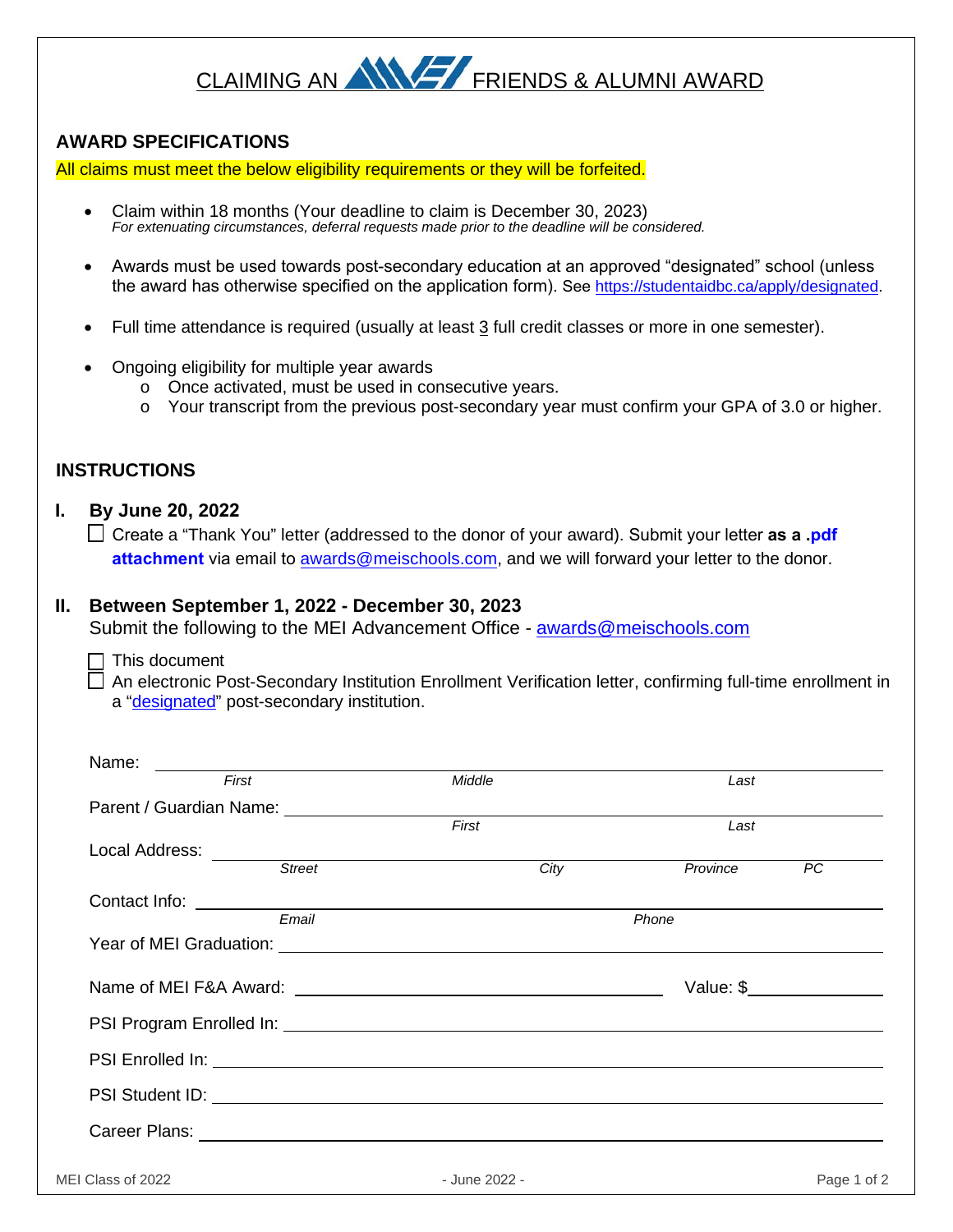# CLAIMING AN MEI FRIENDS & ALUMNI AWARD

## AWARD SPECIFICATIONS

All claims must meet the below eligibility requirements or they will be forfeited.

- Claim within 18 months (Your deadline to claim is December 30, 2023)
  *For extenuating circumstances, deferral requests made prior to the deadline will be considered.*
- Awards must be used towards post-secondary education at an approved "designated" school (unless the award has otherwise specified on the application form). See https://studentaidbc.ca/apply/designated.
- Full time attendance is required (usually at least 3 full credit classes or more in one semester).
- Ongoing eligibility for multiple year awards
  - Once activated, must be used in consecutive years.
  - Your transcript from the previous post-secondary year must confirm your GPA of 3.0 or higher.

## INSTRUCTIONS

### I. By June 20, 2022

☐ Create a "Thank You" letter (addressed to the donor of your award). Submit your letter **as a .pdf attachment** via email to awards@meischools.com, and we will forward your letter to the donor.

### II. Between September 1, 2022 - December 30, 2023

Submit the following to the MEI Advancement Office - awards@meischools.com

☐ This document
☐ An electronic Post-Secondary Institution Enrollment Verification letter, confirming full-time enrollment in a "designated" post-secondary institution.

Name: ______________________________________________
*First* *Middle* *Last*

Parent / Guardian Name: ______________________________________________
*First* *Last*

Local Address: ______________________________________________
*Street* *City* *Province* *PC*

Contact Info: ______________________________________________
*Email* *Phone*

Year of MEI Graduation: ______________________________________________

Name of MEI F&A Award: ______________________________ Value: $______________

PSI Program Enrolled In: ______________________________________________

PSI Enrolled In: ______________________________________________

PSI Student ID: ______________________________________________

Career Plans: ______________________________________________

MEI Class of 2022 - June 2022 -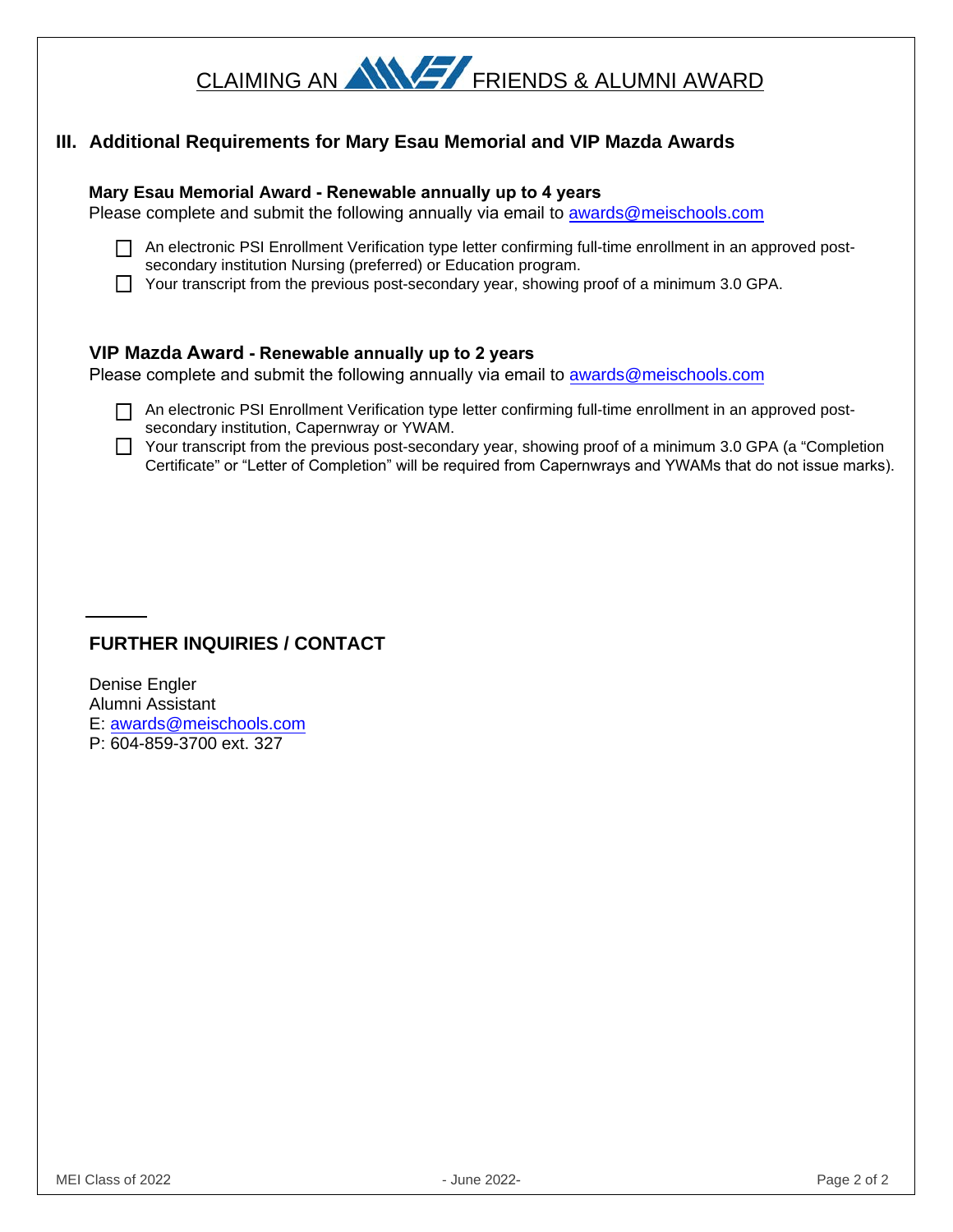# CLAIMING AN MEI FRIENDS & ALUMNI AWARD

## III. Additional Requirements for Mary Esau Memorial and VIP Mazda Awards

### Mary Esau Memorial Award - Renewable annually up to 4 years

Please complete and submit the following annually via email to awards@meischools.com

- ☐ An electronic PSI Enrollment Verification type letter confirming full-time enrollment in an approved post-secondary institution Nursing (preferred) or Education program.
- ☐ Your transcript from the previous post-secondary year, showing proof of a minimum 3.0 GPA.

### VIP Mazda Award - Renewable annually up to 2 years

Please complete and submit the following annually via email to awards@meischools.com

- ☐ An electronic PSI Enrollment Verification type letter confirming full-time enrollment in an approved post-secondary institution, Capernwray or YWAM.
- ☐ Your transcript from the previous post-secondary year, showing proof of a minimum 3.0 GPA (a "Completion Certificate" or "Letter of Completion" will be required from Capernwrays and YWAMs that do not issue marks).

## FURTHER INQUIRIES / CONTACT

Denise Engler
Alumni Assistant
E: awards@meischools.com
P: 604-859-3700 ext. 327